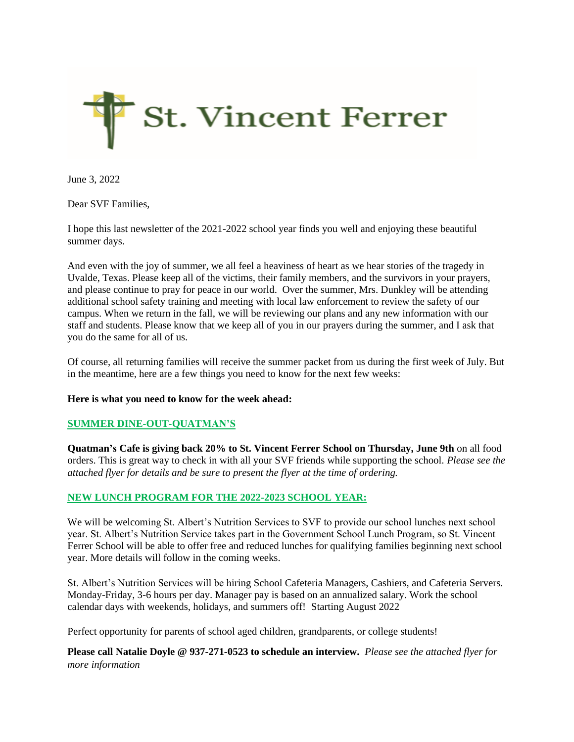# St. Vincent Ferrer

June 3, 2022

Dear SVF Families,

I hope this last newsletter of the 2021-2022 school year finds you well and enjoying these beautiful summer days.

And even with the joy of summer, we all feel a heaviness of heart as we hear stories of the tragedy in Uvalde, Texas. Please keep all of the victims, their family members, and the survivors in your prayers, and please continue to pray for peace in our world. Over the summer, Mrs. Dunkley will be attending additional school safety training and meeting with local law enforcement to review the safety of our campus. When we return in the fall, we will be reviewing our plans and any new information with our staff and students. Please know that we keep all of you in our prayers during the summer, and I ask that you do the same for all of us.

Of course, all returning families will receive the summer packet from us during the first week of July. But in the meantime, here are a few things you need to know for the next few weeks:

**Here is what you need to know for the week ahead:**

**SUMMER DINE-OUT-QUATMAN'S**

**Quatman's Cafe is giving back 20% to St. Vincent Ferrer School on Thursday, June 9th** on all food orders. This is great way to check in with all your SVF friends while supporting the school. *Please see the attached flyer for details and be sure to present the flyer at the time of ordering.*

**NEW LUNCH PROGRAM FOR THE 2022-2023 SCHOOL YEAR:**

We will be welcoming St. Albert's Nutrition Services to SVF to provide our school lunches next school year. St. Albert's Nutrition Service takes part in the Government School Lunch Program, so St. Vincent Ferrer School will be able to offer free and reduced lunches for qualifying families beginning next school year. More details will follow in the coming weeks.

St. Albert's Nutrition Services will be hiring School Cafeteria Managers, Cashiers, and Cafeteria Servers. Monday-Friday, 3-6 hours per day. Manager pay is based on an annualized salary. Work the school calendar days with weekends, holidays, and summers off! Starting August 2022

Perfect opportunity for parents of school aged children, grandparents, or college students!

**Please call Natalie Doyle @ 937-271-0523 to schedule an interview.** *Please see the attached flyer for more information*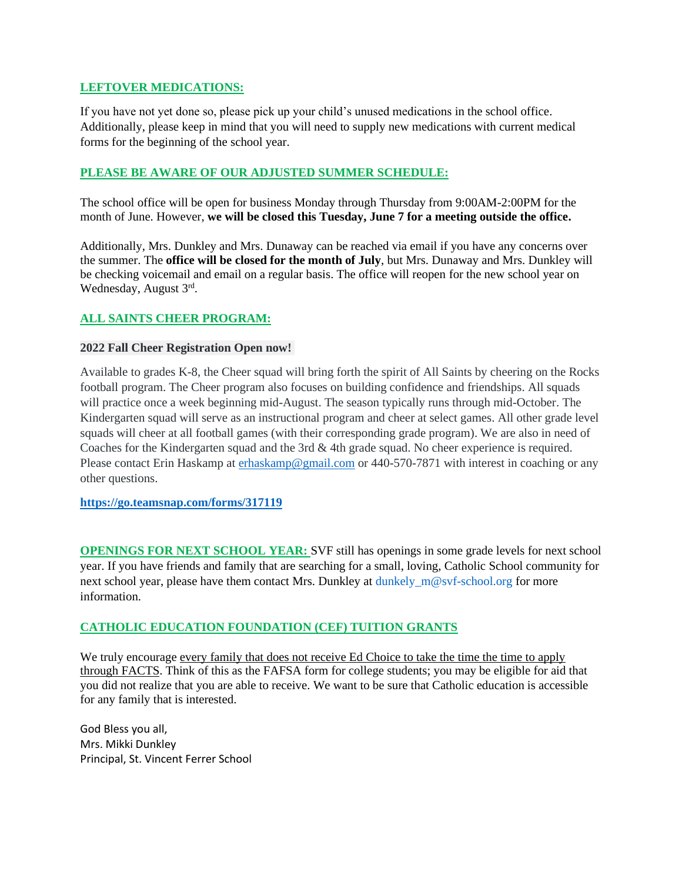## LEFTOVER MEDICATIONS:

If you have not yet done so, please pick up your child's unused medications in the school office. Additionally, please keep in mind that you will need to supply new medications with current medical forms for the beginning of the school year.

## PLEASE BE AWARE OF OUR ADJUSTED SUMMER SCHEDULE:

The school office will be open for business Monday through Thursday from 9:00AM-2:00PM for the month of June. However, **we will be closed this Tuesday, June 7 for a meeting outside the office.**

Additionally, Mrs. Dunkley and Mrs. Dunaway can be reached via email if you have any concerns over the summer. The **office will be closed for the month of July**, but Mrs. Dunaway and Mrs. Dunkley will be checking voicemail and email on a regular basis. The office will reopen for the new school year on Wednesday, August 3rd.

## ALL SAINTS CHEER PROGRAM:

**2022 Fall Cheer Registration Open now!**

Available to grades K-8, the Cheer squad will bring forth the spirit of All Saints by cheering on the Rocks football program. The Cheer program also focuses on building confidence and friendships. All squads will practice once a week beginning mid-August. The season typically runs through mid-October. The Kindergarten squad will serve as an instructional program and cheer at select games. All other grade level squads will cheer at all football games (with their corresponding grade program). We are also in need of Coaches for the Kindergarten squad and the 3rd & 4th grade squad. No cheer experience is required. Please contact Erin Haskamp at erhaskamp@gmail.com or 440-570-7871 with interest in coaching or any other questions.

**https://go.teamsnap.com/forms/317119**

**OPENINGS FOR NEXT SCHOOL YEAR:** SVF still has openings in some grade levels for next school year. If you have friends and family that are searching for a small, loving, Catholic School community for next school year, please have them contact Mrs. Dunkley at dunkely_m@svf-school.org for more information.

## CATHOLIC EDUCATION FOUNDATION (CEF) TUITION GRANTS

We truly encourage every family that does not receive Ed Choice to take the time the time to apply through FACTS. Think of this as the FAFSA form for college students; you may be eligible for aid that you did not realize that you are able to receive. We want to be sure that Catholic education is accessible for any family that is interested.

God Bless you all,
Mrs. Mikki Dunkley
Principal, St. Vincent Ferrer School